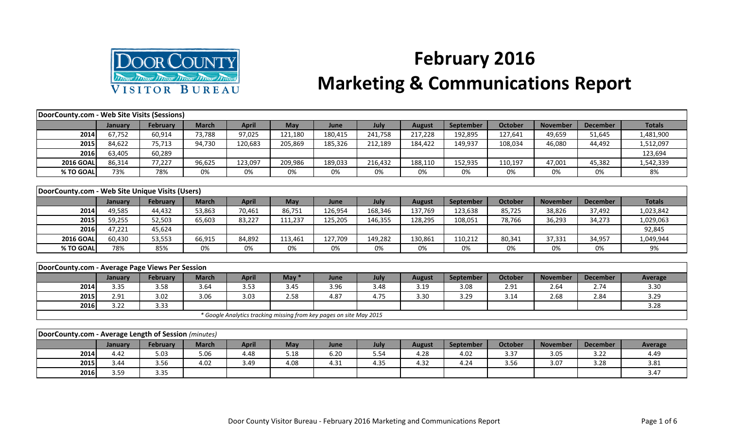# February 2016 Marketing & Communications Report

Door County Visitor Bureau

| DoorCounty.com - Web Site Visits (Sessions) | | | | | | | | | | | | | |
|---|---|---|---|---|---|---|---|---|---|---|---|---|---|
| | January | February | March | April | May | June | July | August | September | October | November | December | Totals |
| 2014 | 67,752 | 60,914 | 73,788 | 97,025 | 121,180 | 180,415 | 241,758 | 217,228 | 192,895 | 127,641 | 49,659 | 51,645 | 1,481,900 |
| 2015 | 84,622 | 75,713 | 94,730 | 120,683 | 205,869 | 185,326 | 212,189 | 184,422 | 149,937 | 108,034 | 46,080 | 44,492 | 1,512,097 |
| 2016 | 63,405 | 60,289 | | | | | | | | | | | 123,694 |
| 2016 GOAL | 86,314 | 77,227 | 96,625 | 123,097 | 209,986 | 189,033 | 216,432 | 188,110 | 152,935 | 110,197 | 47,001 | 45,382 | 1,542,339 |
| % TO GOAL | 73% | 78% | 0% | 0% | 0% | 0% | 0% | 0% | 0% | 0% | 0% | 0% | 8% |

| DoorCounty.com - Web Site Unique Visits (Users) | | | | | | | | | | | | | |
|---|---|---|---|---|---|---|---|---|---|---|---|---|---|
| | January | February | March | April | May | June | July | August | September | October | November | December | Totals |
| 2014 | 49,585 | 44,432 | 53,863 | 70,461 | 86,751 | 126,954 | 168,346 | 137,769 | 123,638 | 85,725 | 38,826 | 37,492 | 1,023,842 |
| 2015 | 59,255 | 52,503 | 65,603 | 83,227 | 111,237 | 125,205 | 146,355 | 128,295 | 108,051 | 78,766 | 36,293 | 34,273 | 1,029,063 |
| 2016 | 47,221 | 45,624 | | | | | | | | | | | 92,845 |
| 2016 GOAL | 60,430 | 53,553 | 66,915 | 84,892 | 113,461 | 127,709 | 149,282 | 130,861 | 110,212 | 80,341 | 37,331 | 34,957 | 1,049,944 |
| % TO GOAL | 78% | 85% | 0% | 0% | 0% | 0% | 0% | 0% | 0% | 0% | 0% | 0% | 9% |

| DoorCounty.com - Average Page Views Per Session | | | | | | | | | | | | | |
|---|---|---|---|---|---|---|---|---|---|---|---|---|---|
| | January | February | March | April | May * | June | July | August | September | October | November | December | Average |
| 2014 | 3.35 | 3.58 | 3.64 | 3.53 | 3.45 | 3.96 | 3.48 | 3.19 | 3.08 | 2.91 | 2.64 | 2.74 | 3.30 |
| 2015 | 2.91 | 3.02 | 3.06 | 3.03 | 2.58 | 4.87 | 4.75 | 3.30 | 3.29 | 3.14 | 2.68 | 2.84 | 3.29 |
| 2016 | 3.22 | 3.33 | | | | | | | | | | | 3.28 |

* Google Analytics tracking missing from key pages on site May 2015

| DoorCounty.com - Average Length of Session *(minutes)* | | | | | | | | | | | | | |
|---|---|---|---|---|---|---|---|---|---|---|---|---|---|
| | January | February | March | April | May | June | July | August | September | October | November | December | Average |
| 2014 | 4.42 | 5.03 | 5.06 | 4.48 | 5.18 | 6.20 | 5.54 | 4.28 | 4.02 | 3.37 | 3.05 | 3.22 | 4.49 |
| 2015 | 3.44 | 3.56 | 4.02 | 3.49 | 4.08 | 4.31 | 4.35 | 4.32 | 4.24 | 3.56 | 3.07 | 3.28 | 3.81 |
| 2016 | 3.59 | 3.35 | | | | | | | | | | | 3.47 |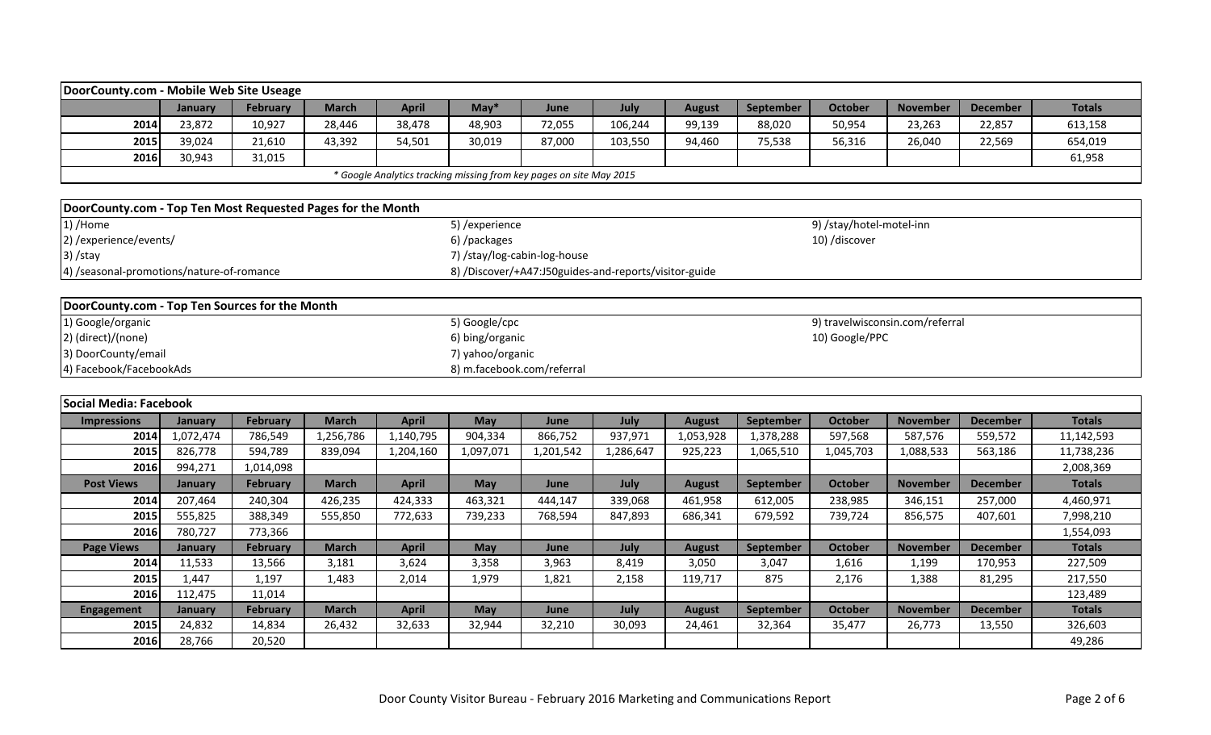## DoorCounty.com - Mobile Web Site Useage

| | January | February | March | April | May* | June | July | August | September | October | November | December | Totals |
|---|---|---|---|---|---|---|---|---|---|---|---|---|---|
| 2014 | 23,872 | 10,927 | 28,446 | 38,478 | 48,903 | 72,055 | 106,244 | 99,139 | 88,020 | 50,954 | 23,263 | 22,857 | 613,158 |
| 2015 | 39,024 | 21,610 | 43,392 | 54,501 | 30,019 | 87,000 | 103,550 | 94,460 | 75,538 | 56,316 | 26,040 | 22,569 | 654,019 |
| 2016 | 30,943 | 31,015 | | | | | | | | | | | 61,958 |

*\* Google Analytics tracking missing from key pages on site May 2015*

## DoorCounty.com - Top Ten Most Requested Pages for the Month

1) /Home
2) /experience/events/
3) /stay
4) /seasonal-promotions/nature-of-romance
5) /experience
6) /packages
7) /stay/log-cabin-log-house
8) /Discover/+A47:J50guides-and-reports/visitor-guide
9) /stay/hotel-motel-inn
10) /discover

## DoorCounty.com - Top Ten Sources for the Month

1) Google/organic
2) (direct)/(none)
3) DoorCounty/email
4) Facebook/FacebookAds
5) Google/cpc
6) bing/organic
7) yahoo/organic
8) m.facebook.com/referral
9) travelwisconsin.com/referral
10) Google/PPC

## Social Media: Facebook

| Impressions | January | February | March | April | May | June | July | August | September | October | November | December | Totals |
|---|---|---|---|---|---|---|---|---|---|---|---|---|---|
| 2014 | 1,072,474 | 786,549 | 1,256,786 | 1,140,795 | 904,334 | 866,752 | 937,971 | 1,053,928 | 1,378,288 | 597,568 | 587,576 | 559,572 | 11,142,593 |
| 2015 | 826,778 | 594,789 | 839,094 | 1,204,160 | 1,097,071 | 1,201,542 | 1,286,647 | 925,223 | 1,065,510 | 1,045,703 | 1,088,533 | 563,186 | 11,738,236 |
| 2016 | 994,271 | 1,014,098 | | | | | | | | | | | 2,008,369 |
| **Post Views** | **January** | **February** | **March** | **April** | **May** | **June** | **July** | **August** | **September** | **October** | **November** | **December** | **Totals** |
| 2014 | 207,464 | 240,304 | 426,235 | 424,333 | 463,321 | 444,147 | 339,068 | 461,958 | 612,005 | 238,985 | 346,151 | 257,000 | 4,460,971 |
| 2015 | 555,825 | 388,349 | 555,850 | 772,633 | 739,233 | 768,594 | 847,893 | 686,341 | 679,592 | 739,724 | 856,575 | 407,601 | 7,998,210 |
| 2016 | 780,727 | 773,366 | | | | | | | | | | | 1,554,093 |
| **Page Views** | **January** | **February** | **March** | **April** | **May** | **June** | **July** | **August** | **September** | **October** | **November** | **December** | **Totals** |
| 2014 | 11,533 | 13,566 | 3,181 | 3,624 | 3,358 | 3,963 | 8,419 | 3,050 | 3,047 | 1,616 | 1,199 | 170,953 | 227,509 |
| 2015 | 1,447 | 1,197 | 1,483 | 2,014 | 1,979 | 1,821 | 2,158 | 119,717 | 875 | 2,176 | 1,388 | 81,295 | 217,550 |
| 2016 | 112,475 | 11,014 | | | | | | | | | | | 123,489 |
| **Engagement** | **January** | **February** | **March** | **April** | **May** | **June** | **July** | **August** | **September** | **October** | **November** | **December** | **Totals** |
| 2015 | 24,832 | 14,834 | 26,432 | 32,633 | 32,944 | 32,210 | 30,093 | 24,461 | 32,364 | 35,477 | 26,773 | 13,550 | 326,603 |
| 2016 | 28,766 | 20,520 | | | | | | | | | | | 49,286 |

Door County Visitor Bureau - February 2016 Marketing and Communications Report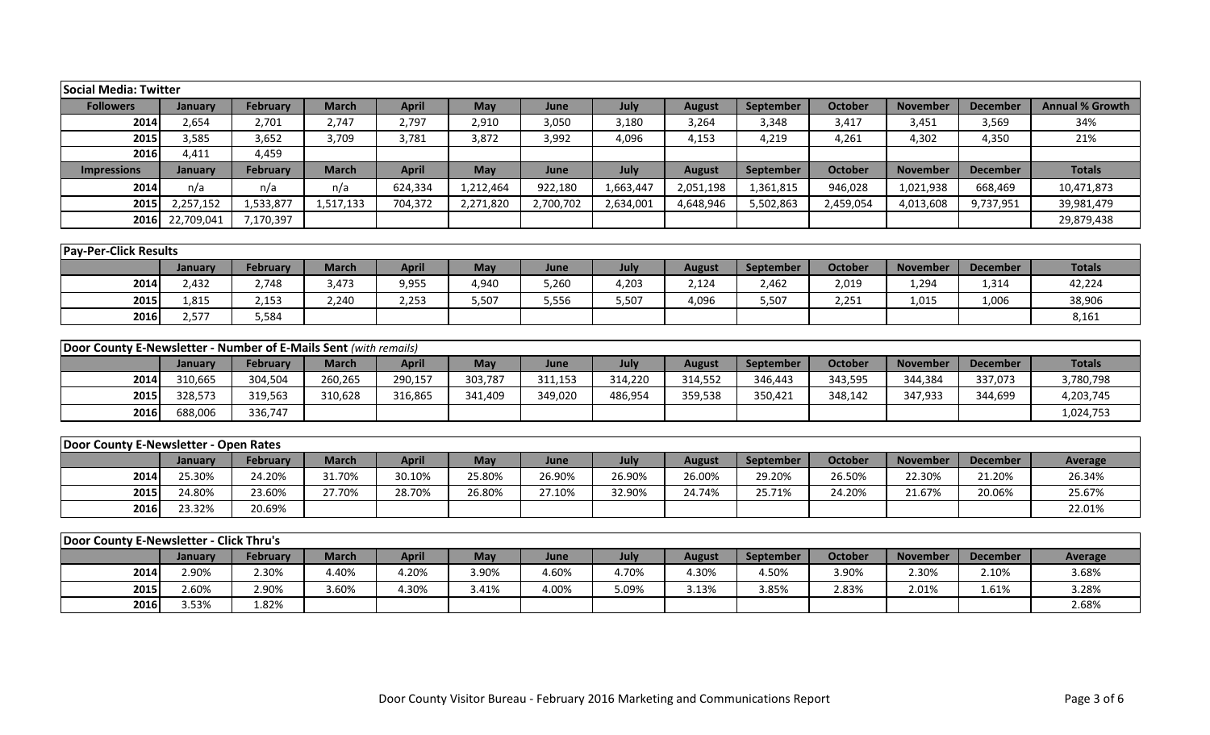## Social Media: Twitter

| Followers | January | February | March | April | May | June | July | August | September | October | November | December | Annual % Growth |
|---|---|---|---|---|---|---|---|---|---|---|---|---|---|
| 2014 | 2,654 | 2,701 | 2,747 | 2,797 | 2,910 | 3,050 | 3,180 | 3,264 | 3,348 | 3,417 | 3,451 | 3,569 | 34% |
| 2015 | 3,585 | 3,652 | 3,709 | 3,781 | 3,872 | 3,992 | 4,096 | 4,153 | 4,219 | 4,261 | 4,302 | 4,350 | 21% |
| 2016 | 4,411 | 4,459 | | | | | | | | | | | |
| **Impressions** | **January** | **February** | **March** | **April** | **May** | **June** | **July** | **August** | **September** | **October** | **November** | **December** | **Totals** |
| 2014 | n/a | n/a | n/a | 624,334 | 1,212,464 | 922,180 | 1,663,447 | 2,051,198 | 1,361,815 | 946,028 | 1,021,938 | 668,469 | 10,471,873 |
| 2015 | 2,257,152 | 1,533,877 | 1,517,133 | 704,372 | 2,271,820 | 2,700,702 | 2,634,001 | 4,648,946 | 5,502,863 | 2,459,054 | 4,013,608 | 9,737,951 | 39,981,479 |
| 2016 | 22,709,041 | 7,170,397 | | | | | | | | | | | 29,879,438 |

## Pay-Per-Click Results

| | January | February | March | April | May | June | July | August | September | October | November | December | Totals |
|---|---|---|---|---|---|---|---|---|---|---|---|---|---|
| 2014 | 2,432 | 2,748 | 3,473 | 9,955 | 4,940 | 5,260 | 4,203 | 2,124 | 2,462 | 2,019 | 1,294 | 1,314 | 42,224 |
| 2015 | 1,815 | 2,153 | 2,240 | 2,253 | 5,507 | 5,556 | 5,507 | 4,096 | 5,507 | 2,251 | 1,015 | 1,006 | 38,906 |
| 2016 | 2,577 | 5,584 | | | | | | | | | | | 8,161 |

## Door County E-Newsletter - Number of E-Mails Sent *(with remails)*

| | January | February | March | April | May | June | July | August | September | October | November | December | Totals |
|---|---|---|---|---|---|---|---|---|---|---|---|---|---|
| 2014 | 310,665 | 304,504 | 260,265 | 290,157 | 303,787 | 311,153 | 314,220 | 314,552 | 346,443 | 343,595 | 344,384 | 337,073 | 3,780,798 |
| 2015 | 328,573 | 319,563 | 310,628 | 316,865 | 341,409 | 349,020 | 486,954 | 359,538 | 350,421 | 348,142 | 347,933 | 344,699 | 4,203,745 |
| 2016 | 688,006 | 336,747 | | | | | | | | | | | 1,024,753 |

## Door County E-Newsletter - Open Rates

| | January | February | March | April | May | June | July | August | September | October | November | December | Average |
|---|---|---|---|---|---|---|---|---|---|---|---|---|---|
| 2014 | 25.30% | 24.20% | 31.70% | 30.10% | 25.80% | 26.90% | 26.90% | 26.00% | 29.20% | 26.50% | 22.30% | 21.20% | 26.34% |
| 2015 | 24.80% | 23.60% | 27.70% | 28.70% | 26.80% | 27.10% | 32.90% | 24.74% | 25.71% | 24.20% | 21.67% | 20.06% | 25.67% |
| 2016 | 23.32% | 20.69% | | | | | | | | | | | 22.01% |

## Door County E-Newsletter - Click Thru's

| | January | February | March | April | May | June | July | August | September | October | November | December | Average |
|---|---|---|---|---|---|---|---|---|---|---|---|---|---|
| 2014 | 2.90% | 2.30% | 4.40% | 4.20% | 3.90% | 4.60% | 4.70% | 4.30% | 4.50% | 3.90% | 2.30% | 2.10% | 3.68% |
| 2015 | 2.60% | 2.90% | 3.60% | 4.30% | 3.41% | 4.00% | 5.09% | 3.13% | 3.85% | 2.83% | 2.01% | 1.61% | 3.28% |
| 2016 | 3.53% | 1.82% | | | | | | | | | | | 2.68% |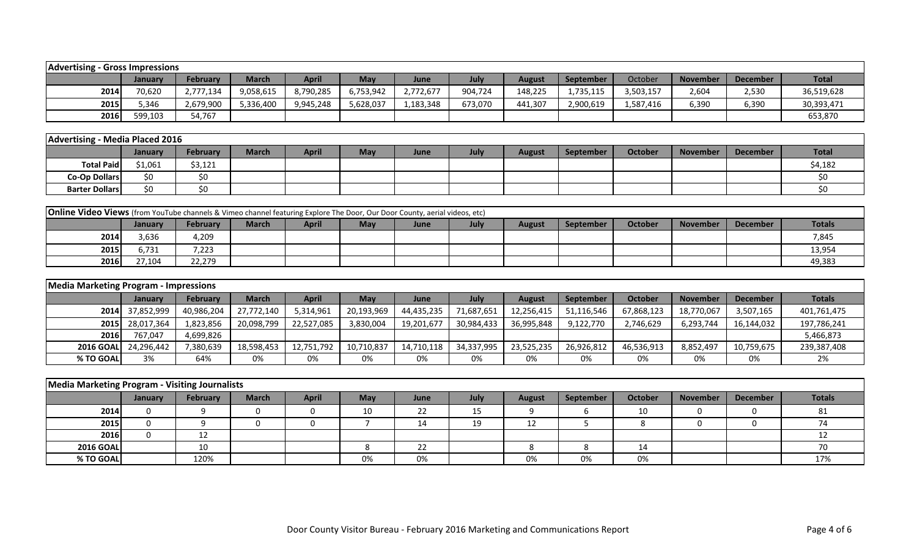| Advertising - Gross Impressions | | | | | | | | | | | | | |
|---|---|---|---|---|---|---|---|---|---|---|---|---|---|
| | January | February | March | April | May | June | July | August | September | October | November | December | Total |
| 2014 | 70,620 | 2,777,134 | 9,058,615 | 8,790,285 | 6,753,942 | 2,772,677 | 904,724 | 148,225 | 1,735,115 | 3,503,157 | 2,604 | 2,530 | 36,519,628 |
| 2015 | 5,346 | 2,679,900 | 5,336,400 | 9,945,248 | 5,628,037 | 1,183,348 | 673,070 | 441,307 | 2,900,619 | 1,587,416 | 6,390 | 6,390 | 30,393,471 |
| 2016 | 599,103 | 54,767 | | | | | | | | | | | 653,870 |

| Advertising - Media Placed 2016 | | | | | | | | | | | | | |
|---|---|---|---|---|---|---|---|---|---|---|---|---|---|
| | January | February | March | April | May | June | July | August | September | October | November | December | Total |
| Total Paid | $1,061 | $3,121 | | | | | | | | | | | $4,182 |
| Co-Op Dollars | $0 | $0 | | | | | | | | | | | $0 |
| Barter Dollars | $0 | $0 | | | | | | | | | | | $0 |

| **Online Video Views** (from YouTube channels & Vimeo channel featuring Explore The Door, Our Door County, aerial videos, etc) | | | | | | | | | | | | | |
|---|---|---|---|---|---|---|---|---|---|---|---|---|---|
| | January | February | March | April | May | June | July | August | September | October | November | December | Totals |
| 2014 | 3,636 | 4,209 | | | | | | | | | | | 7,845 |
| 2015 | 6,731 | 7,223 | | | | | | | | | | | 13,954 |
| 2016 | 27,104 | 22,279 | | | | | | | | | | | 49,383 |

| Media Marketing Program - Impressions | | | | | | | | | | | | | |
|---|---|---|---|---|---|---|---|---|---|---|---|---|---|
| | January | February | March | April | May | June | July | August | September | October | November | December | Totals |
| 2014 | 37,852,999 | 40,986,204 | 27,772,140 | 5,314,961 | 20,193,969 | 44,435,235 | 71,687,651 | 12,256,415 | 51,116,546 | 67,868,123 | 18,770,067 | 3,507,165 | 401,761,475 |
| 2015 | 28,017,364 | 1,823,856 | 20,098,799 | 22,527,085 | 3,830,004 | 19,201,677 | 30,984,433 | 36,995,848 | 9,122,770 | 2,746,629 | 6,293,744 | 16,144,032 | 197,786,241 |
| 2016 | 767,047 | 4,699,826 | | | | | | | | | | | 5,466,873 |
| 2016 GOAL | 24,296,442 | 7,380,639 | 18,598,453 | 12,751,792 | 10,710,837 | 14,710,118 | 34,337,995 | 23,525,235 | 26,926,812 | 46,536,913 | 8,852,497 | 10,759,675 | 239,387,408 |
| % TO GOAL | 3% | 64% | 0% | 0% | 0% | 0% | 0% | 0% | 0% | 0% | 0% | 0% | 2% |

| Media Marketing Program - Visiting Journalists | | | | | | | | | | | | | |
|---|---|---|---|---|---|---|---|---|---|---|---|---|---|
| | January | February | March | April | May | June | July | August | September | October | November | December | Totals |
| 2014 | 0 | 9 | 0 | 0 | 10 | 22 | 15 | 9 | 6 | 10 | 0 | 0 | 81 |
| 2015 | 0 | 9 | 0 | 0 | 7 | 14 | 19 | 12 | 5 | 8 | 0 | 0 | 74 |
| 2016 | 0 | 12 | | | | | | | | | | | 12 |
| 2016 GOAL | | 10 | | | 8 | 22 | | 8 | 8 | 14 | | | 70 |
| % TO GOAL | | 120% | | | 0% | 0% | | 0% | 0% | 0% | | | 17% |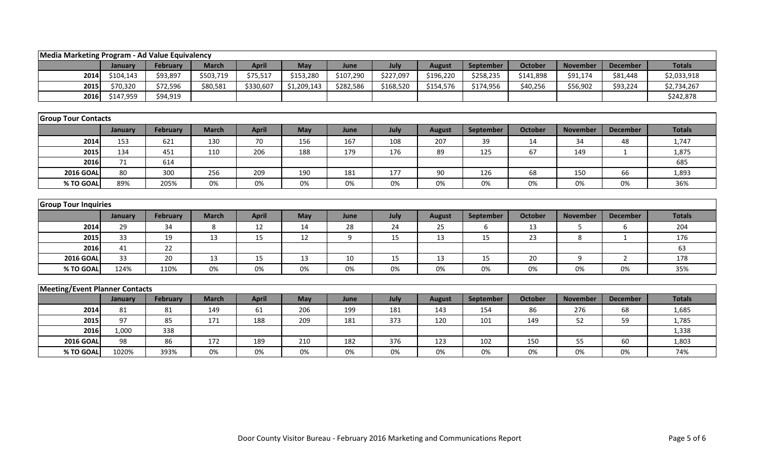## Media Marketing Program - Ad Value Equivalency

| | January | February | March | April | May | June | July | August | September | October | November | December | Totals |
|---|---|---|---|---|---|---|---|---|---|---|---|---|---|
| 2014 | $104,143 | $93,897 | $503,719 | $75,517 | $153,280 | $107,290 | $227,097 | $196,220 | $258,235 | $141,898 | $91,174 | $81,448 | $2,033,918 |
| 2015 | $70,320 | $72,596 | $80,581 | $330,607 | $1,209,143 | $282,586 | $168,520 | $154,576 | $174,956 | $40,256 | $56,902 | $93,224 | $2,734,267 |
| 2016 | $147,959 | $94,919 | | | | | | | | | | | $242,878 |

## Group Tour Contacts

| | January | February | March | April | May | June | July | August | September | October | November | December | Totals |
|---|---|---|---|---|---|---|---|---|---|---|---|---|---|
| 2014 | 153 | 621 | 130 | 70 | 156 | 167 | 108 | 207 | 39 | 14 | 34 | 48 | 1,747 |
| 2015 | 134 | 451 | 110 | 206 | 188 | 179 | 176 | 89 | 125 | 67 | 149 | 1 | 1,875 |
| 2016 | 71 | 614 | | | | | | | | | | | 685 |
| 2016 GOAL | 80 | 300 | 256 | 209 | 190 | 181 | 177 | 90 | 126 | 68 | 150 | 66 | 1,893 |
| % TO GOAL | 89% | 205% | 0% | 0% | 0% | 0% | 0% | 0% | 0% | 0% | 0% | 0% | 36% |

## Group Tour Inquiries

| | January | February | March | April | May | June | July | August | September | October | November | December | Totals |
|---|---|---|---|---|---|---|---|---|---|---|---|---|---|
| 2014 | 29 | 34 | 8 | 12 | 14 | 28 | 24 | 25 | 6 | 13 | 5 | 6 | 204 |
| 2015 | 33 | 19 | 13 | 15 | 12 | 9 | 15 | 13 | 15 | 23 | 8 | 1 | 176 |
| 2016 | 41 | 22 | | | | | | | | | | | 63 |
| 2016 GOAL | 33 | 20 | 13 | 15 | 13 | 10 | 15 | 13 | 15 | 20 | 9 | 2 | 178 |
| % TO GOAL | 124% | 110% | 0% | 0% | 0% | 0% | 0% | 0% | 0% | 0% | 0% | 0% | 35% |

## Meeting/Event Planner Contacts

| | January | February | March | April | May | June | July | August | September | October | November | December | Totals |
|---|---|---|---|---|---|---|---|---|---|---|---|---|---|
| 2014 | 81 | 81 | 149 | 61 | 206 | 199 | 181 | 143 | 154 | 86 | 276 | 68 | 1,685 |
| 2015 | 97 | 85 | 171 | 188 | 209 | 181 | 373 | 120 | 101 | 149 | 52 | 59 | 1,785 |
| 2016 | 1,000 | 338 | | | | | | | | | | | 1,338 |
| 2016 GOAL | 98 | 86 | 172 | 189 | 210 | 182 | 376 | 123 | 102 | 150 | 55 | 60 | 1,803 |
| % TO GOAL | 1020% | 393% | 0% | 0% | 0% | 0% | 0% | 0% | 0% | 0% | 0% | 0% | 74% |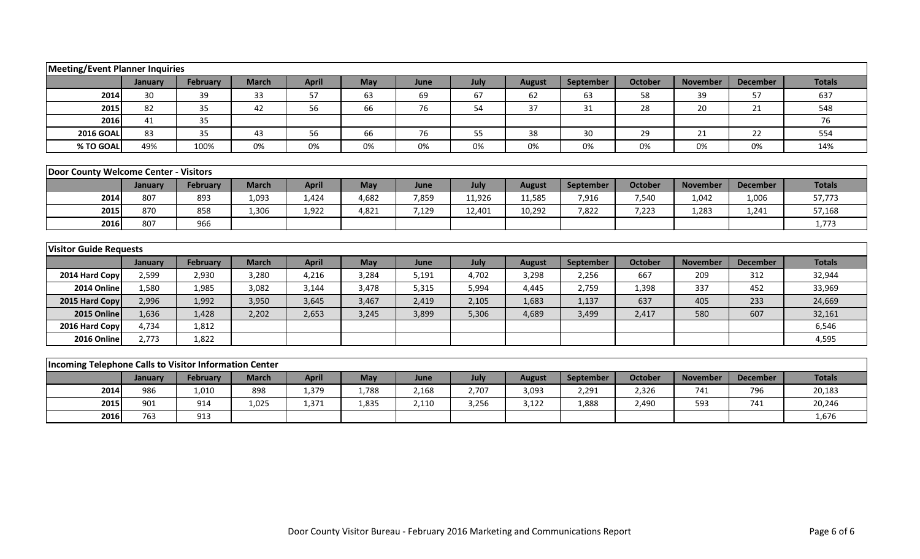| Meeting/Event Planner Inquiries | | | | | | | | | | | | | |
|---|---|---|---|---|---|---|---|---|---|---|---|---|---|
| | January | February | March | April | May | June | July | August | September | October | November | December | Totals |
| 2014 | 30 | 39 | 33 | 57 | 63 | 69 | 67 | 62 | 63 | 58 | 39 | 57 | 637 |
| 2015 | 82 | 35 | 42 | 56 | 66 | 76 | 54 | 37 | 31 | 28 | 20 | 21 | 548 |
| 2016 | 41 | 35 | | | | | | | | | | | 76 |
| 2016 GOAL | 83 | 35 | 43 | 56 | 66 | 76 | 55 | 38 | 30 | 29 | 21 | 22 | 554 |
| % TO GOAL | 49% | 100% | 0% | 0% | 0% | 0% | 0% | 0% | 0% | 0% | 0% | 0% | 14% |

| Door County Welcome Center - Visitors | | | | | | | | | | | | | |
|---|---|---|---|---|---|---|---|---|---|---|---|---|---|
| | January | February | March | April | May | June | July | August | September | October | November | December | Totals |
| 2014 | 807 | 893 | 1,093 | 1,424 | 4,682 | 7,859 | 11,926 | 11,585 | 7,916 | 7,540 | 1,042 | 1,006 | 57,773 |
| 2015 | 870 | 858 | 1,306 | 1,922 | 4,821 | 7,129 | 12,401 | 10,292 | 7,822 | 7,223 | 1,283 | 1,241 | 57,168 |
| 2016 | 807 | 966 | | | | | | | | | | | 1,773 |

| Visitor Guide Requests | | | | | | | | | | | | | |
|---|---|---|---|---|---|---|---|---|---|---|---|---|---|
| | January | February | March | April | May | June | July | August | September | October | November | December | Totals |
| 2014 Hard Copy | 2,599 | 2,930 | 3,280 | 4,216 | 3,284 | 5,191 | 4,702 | 3,298 | 2,256 | 667 | 209 | 312 | 32,944 |
| 2014 Online | 1,580 | 1,985 | 3,082 | 3,144 | 3,478 | 5,315 | 5,994 | 4,445 | 2,759 | 1,398 | 337 | 452 | 33,969 |
| 2015 Hard Copy | 2,996 | 1,992 | 3,950 | 3,645 | 3,467 | 2,419 | 2,105 | 1,683 | 1,137 | 637 | 405 | 233 | 24,669 |
| 2015 Online | 1,636 | 1,428 | 2,202 | 2,653 | 3,245 | 3,899 | 5,306 | 4,689 | 3,499 | 2,417 | 580 | 607 | 32,161 |
| 2016 Hard Copy | 4,734 | 1,812 | | | | | | | | | | | 6,546 |
| 2016 Online | 2,773 | 1,822 | | | | | | | | | | | 4,595 |

| Incoming Telephone Calls to Visitor Information Center | | | | | | | | | | | | | |
|---|---|---|---|---|---|---|---|---|---|---|---|---|---|
| | January | February | March | April | May | June | July | August | September | October | November | December | Totals |
| 2014 | 986 | 1,010 | 898 | 1,379 | 1,788 | 2,168 | 2,707 | 3,093 | 2,291 | 2,326 | 741 | 796 | 20,183 |
| 2015 | 901 | 914 | 1,025 | 1,371 | 1,835 | 2,110 | 3,256 | 3,122 | 1,888 | 2,490 | 593 | 741 | 20,246 |
| 2016 | 763 | 913 | | | | | | | | | | | 1,676 |